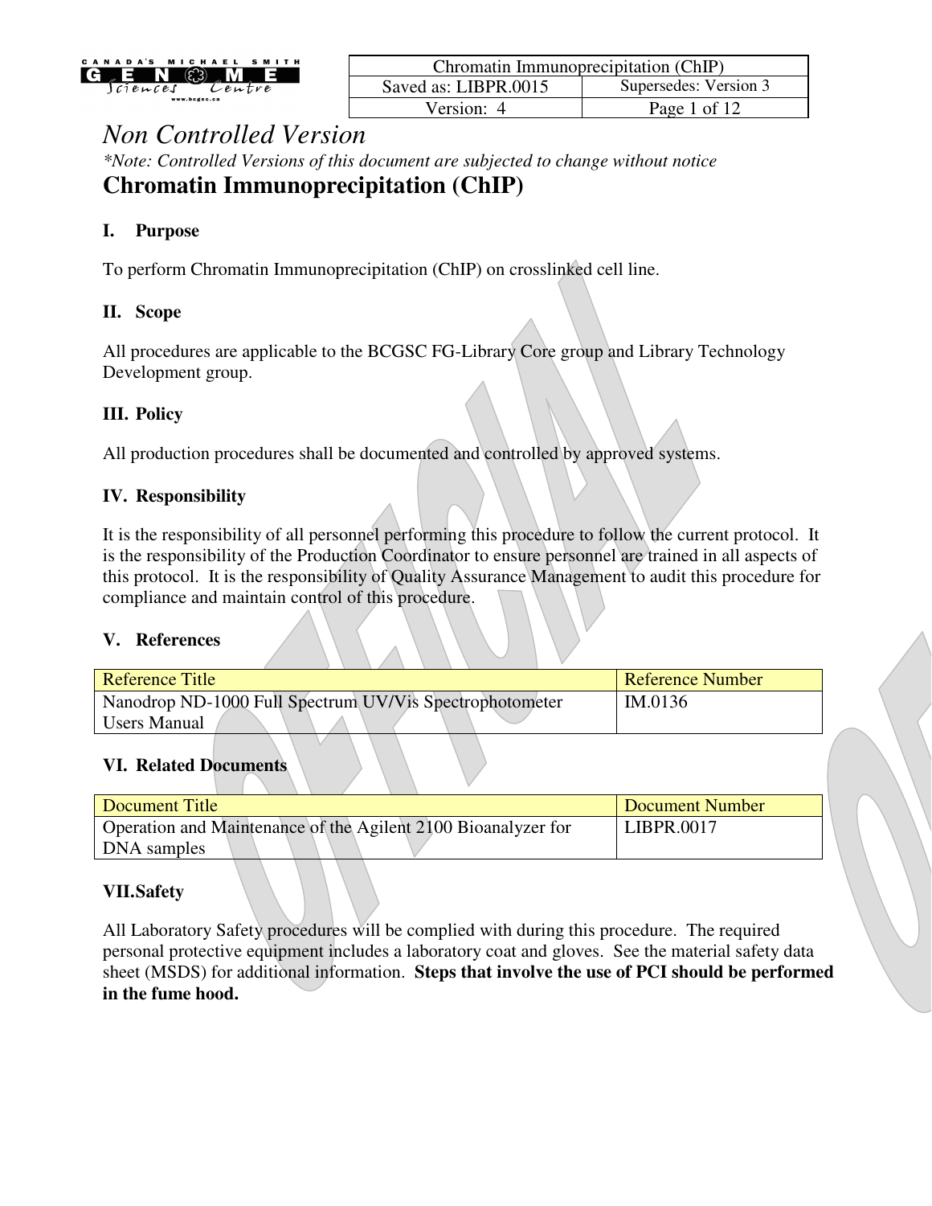# Non Controlled Version

*\*Note: Controlled Versions of this document are subjected to change without notice*

# Chromatin Immunoprecipitation (ChIP)

## I. Purpose

To perform Chromatin Immunoprecipitation (ChIP) on crosslinked cell line.

## II. Scope

All procedures are applicable to the BCGSC FG-Library Core group and Library Technology Development group.

## III. Policy

All production procedures shall be documented and controlled by approved systems.

## IV. Responsibility

It is the responsibility of all personnel performing this procedure to follow the current protocol. It is the responsibility of the Production Coordinator to ensure personnel are trained in all aspects of this protocol. It is the responsibility of Quality Assurance Management to audit this procedure for compliance and maintain control of this procedure.

## V. References

| Reference Title | Reference Number |
|---|---|
| Nanodrop ND-1000 Full Spectrum UV/Vis Spectrophotometer Users Manual | IM.0136 |

## VI. Related Documents

| Document Title | Document Number |
|---|---|
| Operation and Maintenance of the Agilent 2100 Bioanalyzer for DNA samples | LIBPR.0017 |

## VII. Safety

All Laboratory Safety procedures will be complied with during this procedure. The required personal protective equipment includes a laboratory coat and gloves. See the material safety data sheet (MSDS) for additional information. **Steps that involve the use of PCI should be performed in the fume hood.**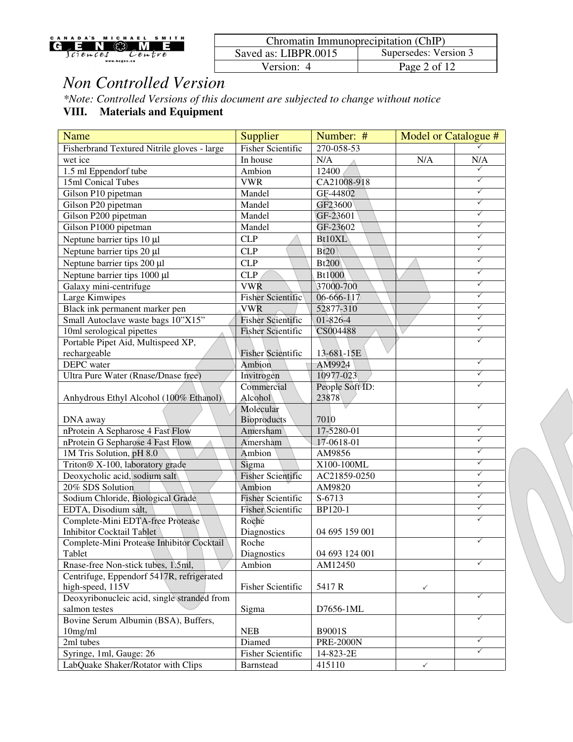# Non Controlled Version

*\*Note: Controlled Versions of this document are subjected to change without notice*

## VIII. Materials and Equipment

| Name | Supplier | Number: # | Model or Catalogue # | |
|---|---|---|---|---|
| Fisherbrand Textured Nitrile gloves - large | Fisher Scientific | 270-058-53 | | ✓ |
| wet ice | In house | N/A | N/A | N/A |
| 1.5 ml Eppendorf tube | Ambion | 12400 | | ✓ |
| 15ml Conical Tubes | VWR | CA21008-918 | | ✓ |
| Gilson P10 pipetman | Mandel | GF-44802 | | ✓ |
| Gilson P20 pipetman | Mandel | GF23600 | | ✓ |
| Gilson P200 pipetman | Mandel | GF-23601 | | ✓ |
| Gilson P1000 pipetman | Mandel | GF-23602 | | ✓ |
| Neptune barrier tips 10 µl | CLP | Bt10XL | | ✓ |
| Neptune barrier tips 20 µl | CLP | Bt20 | | ✓ |
| Neptune barrier tips 200 µl | CLP | Bt200 | | ✓ |
| Neptune barrier tips 1000 µl | CLP | Bt1000 | | ✓ |
| Galaxy mini-centrifuge | VWR | 37000-700 | | ✓ |
| Large Kimwipes | Fisher Scientific | 06-666-117 | | ✓ |
| Black ink permanent marker pen | VWR | 52877-310 | | ✓ |
| Small Autoclave waste bags 10"X15" | Fisher Scientific | 01-826-4 | | ✓ |
| 10ml serological pipettes | Fisher Scientific | CS004488 | | ✓ |
| Portable Pipet Aid, Multispeed XP, rechargeable | Fisher Scientific | 13-681-15E | | ✓ |
| DEPC water | Ambion | AM9924 | | ✓ |
| Ultra Pure Water (Rnase/Dnase free) | Invitrogen | 10977-023 | | ✓ |
| Anhydrous Ethyl Alcohol (100% Ethanol) | Commercial Alcohol | People Soft ID: 23878 | | ✓ |
| DNA away | Molecular Bioproducts | 7010 | | ✓ |
| nProtein A Sepharose 4 Fast Flow | Amersham | 17-5280-01 | | ✓ |
| nProtein G Sepharose 4 Fast Flow | Amersham | 17-0618-01 | | ✓ |
| 1M Tris Solution, pH 8.0 | Ambion | AM9856 | | ✓ |
| Triton® X-100, laboratory grade | Sigma | X100-100ML | | ✓ |
| Deoxycholic acid, sodium salt | Fisher Scientific | AC21859-0250 | | ✓ |
| 20% SDS Solution | Ambion | AM9820 | | ✓ |
| Sodium Chloride, Biological Grade | Fisher Scientific | S-6713 | | ✓ |
| EDTA, Disodium salt, | Fisher Scientific | BP120-1 | | ✓ |
| Complete-Mini EDTA-free Protease Inhibitor Cocktail Tablet | Roche Diagnostics | 04 695 159 001 | | ✓ |
| Complete-Mini Protease Inhibitor Cocktail Tablet | Roche Diagnostics | 04 693 124 001 | | ✓ |
| Rnase-free Non-stick tubes, 1.5ml, | Ambion | AM12450 | | ✓ |
| Centrifuge, Eppendorf 5417R, refrigerated high-speed, 115V | Fisher Scientific | 5417 R | ✓ | |
| Deoxyribonucleic acid, single stranded from salmon testes | Sigma | D7656-1ML | | ✓ |
| Bovine Serum Albumin (BSA), Buffers, 10mg/ml | NEB | B9001S | | ✓ |
| 2ml tubes | Diamed | PRE-2000N | | ✓ |
| Syringe, 1ml, Gauge: 26 | Fisher Scientific | 14-823-2E | | ✓ |
| LabQuake Shaker/Rotator with Clips | Barnstead | 415110 | ✓ | |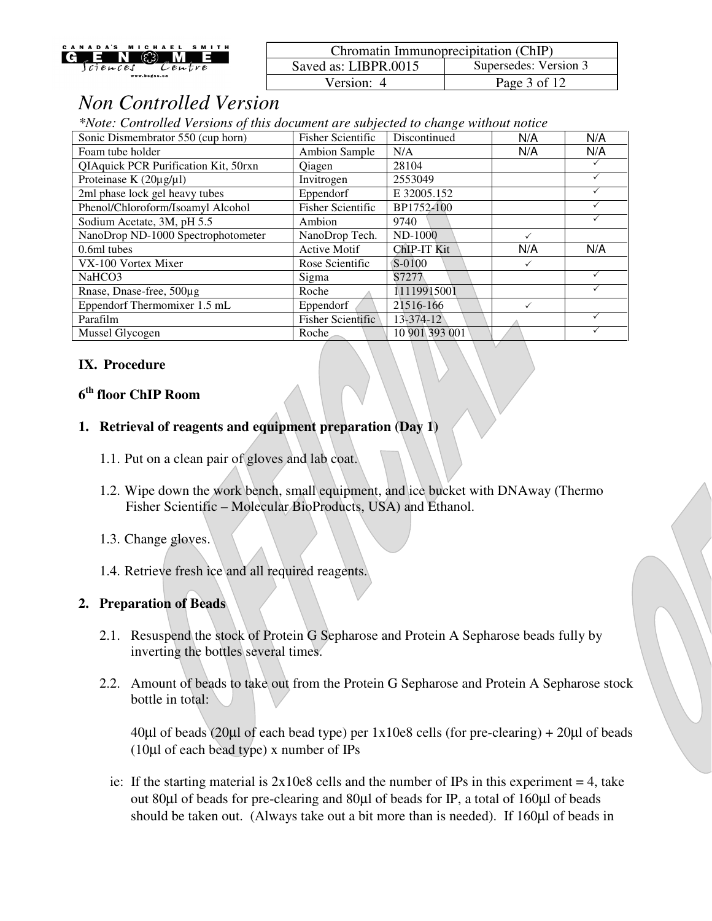## Non Controlled Version

*\*Note: Controlled Versions of this document are subjected to change without notice*

| | | | | |
|---|---|---|---|---|
| Sonic Dismembrator 550 (cup horn) | Fisher Scientific | Discontinued | N/A | N/A |
| Foam tube holder | Ambion Sample | N/A | N/A | N/A |
| QIAquick PCR Purification Kit, 50rxn | Qiagen | 28104 | | ✓ |
| Proteinase K (20µg/µl) | Invitrogen | 2553049 | | ✓ |
| 2ml phase lock gel heavy tubes | Eppendorf | E 32005.152 | | ✓ |
| Phenol/Chloroform/Isoamyl Alcohol | Fisher Scientific | BP1752-100 | | ✓ |
| Sodium Acetate, 3M, pH 5.5 | Ambion | 9740 | | ✓ |
| NanoDrop ND-1000 Spectrophotometer | NanoDrop Tech. | ND-1000 | ✓ | |
| 0.6ml tubes | Active Motif | ChIP-IT Kit | N/A | N/A |
| VX-100 Vortex Mixer | Rose Scientific | S-0100 | ✓ | |
| NaHCO3 | Sigma | S7277 | | ✓ |
| Rnase, Dnase-free, 500µg | Roche | 11119915001 | | ✓ |
| Eppendorf Thermomixer 1.5 mL | Eppendorf | 21516-166 | ✓ | |
| Parafilm | Fisher Scientific | 13-374-12 | | ✓ |
| Mussel Glycogen | Roche | 10 901 393 001 | | ✓ |

## IX. Procedure

### 6th floor ChIP Room

### 1. Retrieval of reagents and equipment preparation (Day 1)

1.1. Put on a clean pair of gloves and lab coat.

1.2. Wipe down the work bench, small equipment, and ice bucket with DNAway (Thermo Fisher Scientific – Molecular BioProducts, USA) and Ethanol.

1.3. Change gloves.

1.4. Retrieve fresh ice and all required reagents.

### 2. Preparation of Beads

2.1. Resuspend the stock of Protein G Sepharose and Protein A Sepharose beads fully by inverting the bottles several times.

2.2. Amount of beads to take out from the Protein G Sepharose and Protein A Sepharose stock bottle in total:

40µl of beads (20µl of each bead type) per 1x10e8 cells (for pre-clearing) + 20µl of beads (10µl of each bead type) x number of IPs

ie: If the starting material is 2x10e8 cells and the number of IPs in this experiment = 4, take out 80µl of beads for pre-clearing and 80µl of beads for IP, a total of 160µl of beads should be taken out. (Always take out a bit more than is needed). If 160µl of beads in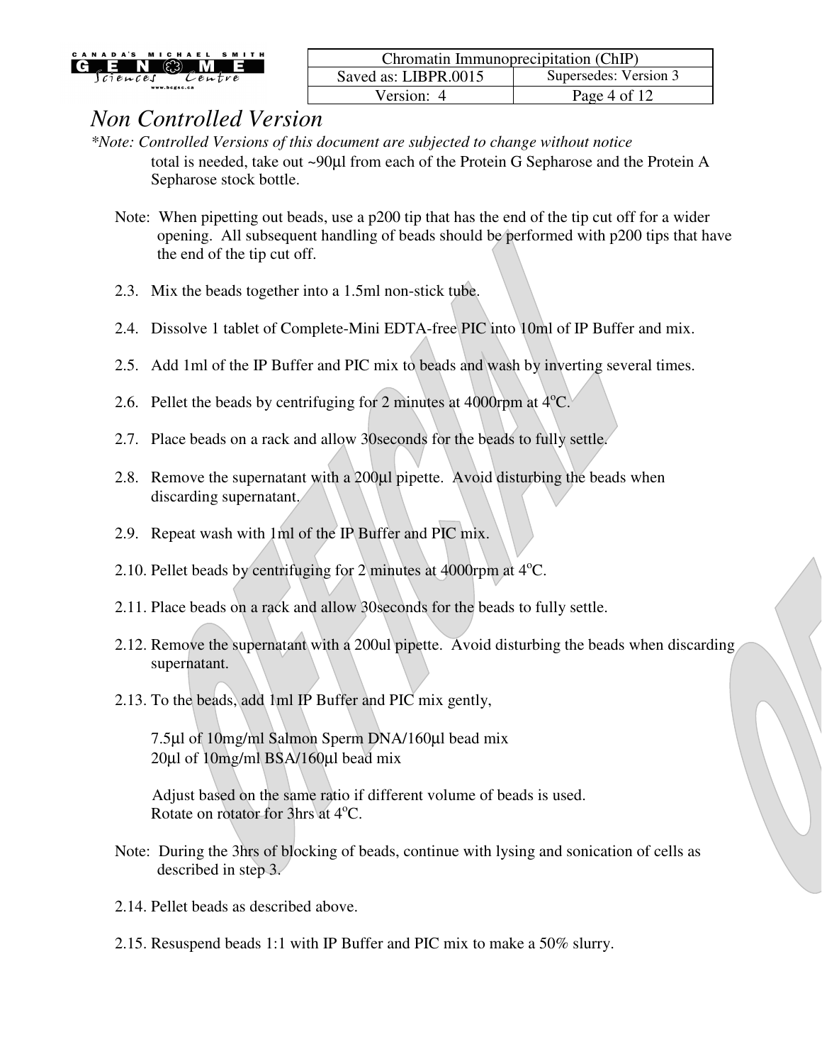total is needed, take out ~90µl from each of the Protein G Sepharose and the Protein A Sepharose stock bottle.

Note: When pipetting out beads, use a p200 tip that has the end of the tip cut off for a wider opening. All subsequent handling of beads should be performed with p200 tips that have the end of the tip cut off.

2.3. Mix the beads together into a 1.5ml non-stick tube.

2.4. Dissolve 1 tablet of Complete-Mini EDTA-free PIC into 10ml of IP Buffer and mix.

2.5. Add 1ml of the IP Buffer and PIC mix to beads and wash by inverting several times.

2.6. Pellet the beads by centrifuging for 2 minutes at 4000rpm at 4°C.

2.7. Place beads on a rack and allow 30seconds for the beads to fully settle.

2.8. Remove the supernatant with a 200µl pipette. Avoid disturbing the beads when discarding supernatant.

2.9. Repeat wash with 1ml of the IP Buffer and PIC mix.

2.10. Pellet beads by centrifuging for 2 minutes at 4000rpm at 4°C.

2.11. Place beads on a rack and allow 30seconds for the beads to fully settle.

2.12. Remove the supernatant with a 200ul pipette. Avoid disturbing the beads when discarding supernatant.

2.13. To the beads, add 1ml IP Buffer and PIC mix gently,

7.5µl of 10mg/ml Salmon Sperm DNA/160µl bead mix
20µl of 10mg/ml BSA/160µl bead mix

Adjust based on the same ratio if different volume of beads is used.
Rotate on rotator for 3hrs at 4°C.

Note: During the 3hrs of blocking of beads, continue with lysing and sonication of cells as described in step 3.

2.14. Pellet beads as described above.

2.15. Resuspend beads 1:1 with IP Buffer and PIC mix to make a 50% slurry.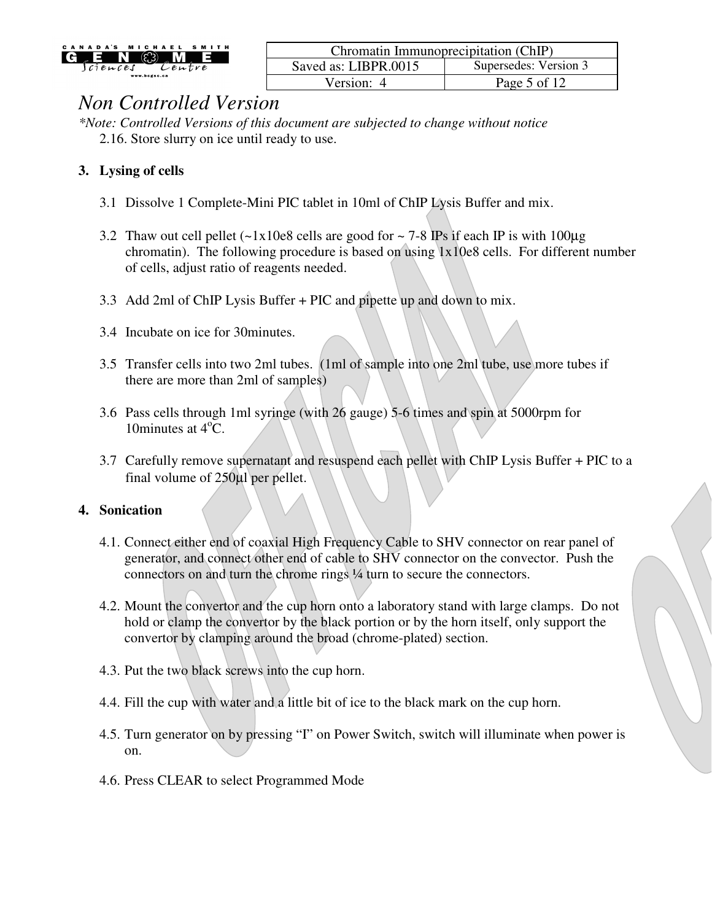*Non Controlled Version*

*\*Note: Controlled Versions of this document are subjected to change without notice*

2.16. Store slurry on ice until ready to use.

**3. Lysing of cells**

3.1 Dissolve 1 Complete-Mini PIC tablet in 10ml of ChIP Lysis Buffer and mix.

3.2 Thaw out cell pellet (~1x10e8 cells are good for ~ 7-8 IPs if each IP is with 100µg chromatin). The following procedure is based on using 1x10e8 cells. For different number of cells, adjust ratio of reagents needed.

3.3 Add 2ml of ChIP Lysis Buffer + PIC and pipette up and down to mix.

3.4 Incubate on ice for 30minutes.

3.5 Transfer cells into two 2ml tubes. (1ml of sample into one 2ml tube, use more tubes if there are more than 2ml of samples)

3.6 Pass cells through 1ml syringe (with 26 gauge) 5-6 times and spin at 5000rpm for 10minutes at 4°C.

3.7 Carefully remove supernatant and resuspend each pellet with ChIP Lysis Buffer + PIC to a final volume of 250µl per pellet.

**4. Sonication**

4.1. Connect either end of coaxial High Frequency Cable to SHV connector on rear panel of generator, and connect other end of cable to SHV connector on the convector. Push the connectors on and turn the chrome rings ¼ turn to secure the connectors.

4.2. Mount the convertor and the cup horn onto a laboratory stand with large clamps. Do not hold or clamp the convertor by the black portion or by the horn itself, only support the convertor by clamping around the broad (chrome-plated) section.

4.3. Put the two black screws into the cup horn.

4.4. Fill the cup with water and a little bit of ice to the black mark on the cup horn.

4.5. Turn generator on by pressing "I" on Power Switch, switch will illuminate when power is on.

4.6. Press CLEAR to select Programmed Mode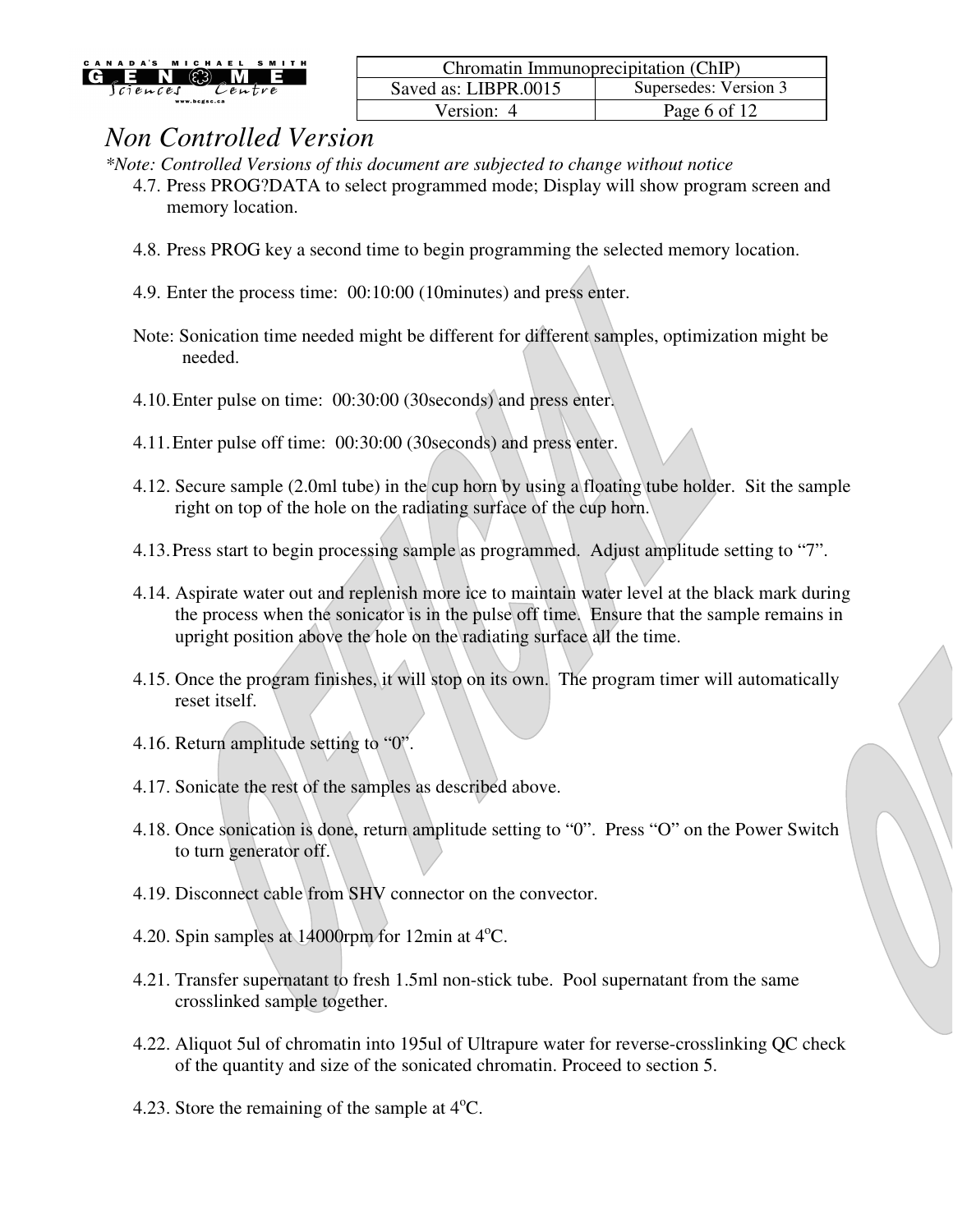*Non Controlled Version*

*\*Note: Controlled Versions of this document are subjected to change without notice*

4.7. Press PROG?DATA to select programmed mode; Display will show program screen and memory location.

4.8. Press PROG key a second time to begin programming the selected memory location.

4.9. Enter the process time: 00:10:00 (10minutes) and press enter.

Note: Sonication time needed might be different for different samples, optimization might be needed.

4.10. Enter pulse on time: 00:30:00 (30seconds) and press enter.

4.11. Enter pulse off time: 00:30:00 (30seconds) and press enter.

4.12. Secure sample (2.0ml tube) in the cup horn by using a floating tube holder. Sit the sample right on top of the hole on the radiating surface of the cup horn.

4.13. Press start to begin processing sample as programmed. Adjust amplitude setting to "7".

4.14. Aspirate water out and replenish more ice to maintain water level at the black mark during the process when the sonicator is in the pulse off time. Ensure that the sample remains in upright position above the hole on the radiating surface all the time.

4.15. Once the program finishes, it will stop on its own. The program timer will automatically reset itself.

4.16. Return amplitude setting to "0".

4.17. Sonicate the rest of the samples as described above.

4.18. Once sonication is done, return amplitude setting to "0". Press "O" on the Power Switch to turn generator off.

4.19. Disconnect cable from SHV connector on the convector.

4.20. Spin samples at 14000rpm for 12min at 4$^oC$.

4.21. Transfer supernatant to fresh 1.5ml non-stick tube. Pool supernatant from the same crosslinked sample together.

4.22. Aliquot 5ul of chromatin into 195ul of Ultrapure water for reverse-crosslinking QC check of the quantity and size of the sonicated chromatin. Proceed to section 5.

4.23. Store the remaining of the sample at 4$^oC$.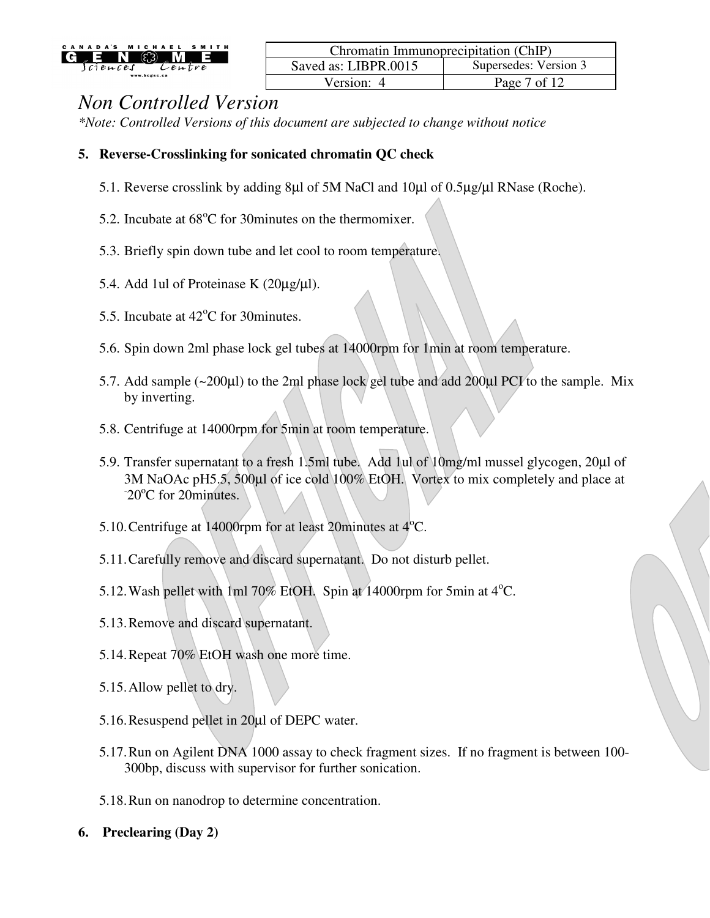*Non Controlled Version*

*\*Note: Controlled Versions of this document are subjected to change without notice*

## 5. Reverse-Crosslinking for sonicated chromatin QC check

5.1. Reverse crosslink by adding 8µl of 5M NaCl and 10µl of 0.5µg/µl RNase (Roche).

5.2. Incubate at 68°C for 30minutes on the thermomixer.

5.3. Briefly spin down tube and let cool to room temperature.

5.4. Add 1ul of Proteinase K (20µg/µl).

5.5. Incubate at 42°C for 30minutes.

5.6. Spin down 2ml phase lock gel tubes at 14000rpm for 1min at room temperature.

5.7. Add sample (~200µl) to the 2ml phase lock gel tube and add 200µl PCI to the sample. Mix by inverting.

5.8. Centrifuge at 14000rpm for 5min at room temperature.

5.9. Transfer supernatant to a fresh 1.5ml tube. Add 1ul of 10mg/ml mussel glycogen, 20µl of 3M NaOAc pH5.5, 500µl of ice cold 100% EtOH. Vortex to mix completely and place at -20°C for 20minutes.

5.10. Centrifuge at 14000rpm for at least 20minutes at 4°C.

5.11. Carefully remove and discard supernatant. Do not disturb pellet.

5.12. Wash pellet with 1ml 70% EtOH. Spin at 14000rpm for 5min at 4°C.

5.13. Remove and discard supernatant.

5.14. Repeat 70% EtOH wash one more time.

5.15. Allow pellet to dry.

5.16. Resuspend pellet in 20µl of DEPC water.

5.17. Run on Agilent DNA 1000 assay to check fragment sizes. If no fragment is between 100-300bp, discuss with supervisor for further sonication.

5.18. Run on nanodrop to determine concentration.

## 6. Preclearing (Day 2)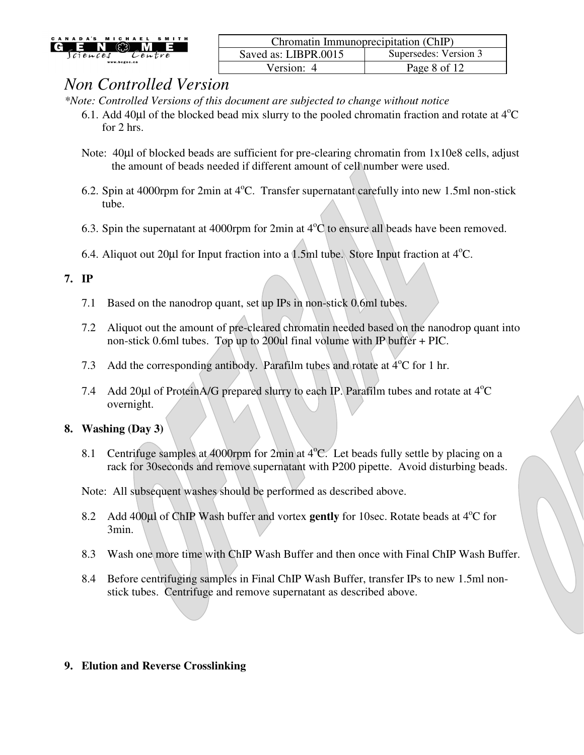*Non Controlled Version*

*\*Note: Controlled Versions of this document are subjected to change without notice*

6.1. Add 40µl of the blocked bead mix slurry to the pooled chromatin fraction and rotate at 4°C for 2 hrs.

Note: 40µl of blocked beads are sufficient for pre-clearing chromatin from 1x10e8 cells, adjust the amount of beads needed if different amount of cell number were used.

6.2. Spin at 4000rpm for 2min at 4°C. Transfer supernatant carefully into new 1.5ml non-stick tube.

6.3. Spin the supernatant at 4000rpm for 2min at 4°C to ensure all beads have been removed.

6.4. Aliquot out 20µl for Input fraction into a 1.5ml tube. Store Input fraction at 4°C.

**7. IP**

7.1 Based on the nanodrop quant, set up IPs in non-stick 0.6ml tubes.

7.2 Aliquot out the amount of pre-cleared chromatin needed based on the nanodrop quant into non-stick 0.6ml tubes. Top up to 200ul final volume with IP buffer + PIC.

7.3 Add the corresponding antibody. Parafilm tubes and rotate at 4°C for 1 hr.

7.4 Add 20µl of ProteinA/G prepared slurry to each IP. Parafilm tubes and rotate at 4°C overnight.

**8. Washing (Day 3)**

8.1 Centrifuge samples at 4000rpm for 2min at 4°C. Let beads fully settle by placing on a rack for 30seconds and remove supernatant with P200 pipette. Avoid disturbing beads.

Note: All subsequent washes should be performed as described above.

8.2 Add 400µl of ChIP Wash buffer and vortex **gently** for 10sec. Rotate beads at 4°C for 3min.

8.3 Wash one more time with ChIP Wash Buffer and then once with Final ChIP Wash Buffer.

8.4 Before centrifuging samples in Final ChIP Wash Buffer, transfer IPs to new 1.5ml non-stick tubes. Centrifuge and remove supernatant as described above.

**9. Elution and Reverse Crosslinking**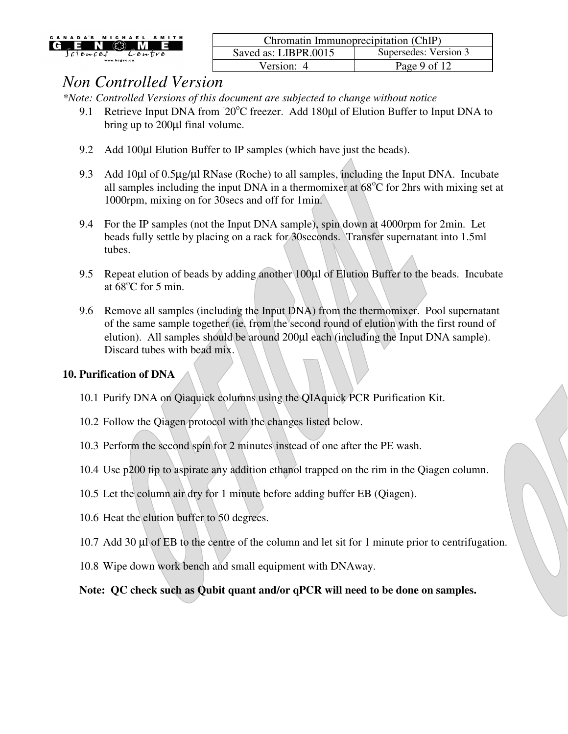## Non Controlled Version

*\*Note: Controlled Versions of this document are subjected to change without notice*

9.1 Retrieve Input DNA from -20°C freezer. Add 180µl of Elution Buffer to Input DNA to bring up to 200µl final volume.

9.2 Add 100µl Elution Buffer to IP samples (which have just the beads).

9.3 Add 10µl of 0.5µg/µl RNase (Roche) to all samples, including the Input DNA. Incubate all samples including the input DNA in a thermomixer at 68°C for 2hrs with mixing set at 1000rpm, mixing on for 30secs and off for 1min.

9.4 For the IP samples (not the Input DNA sample), spin down at 4000rpm for 2min. Let beads fully settle by placing on a rack for 30seconds. Transfer supernatant into 1.5ml tubes.

9.5 Repeat elution of beads by adding another 100µl of Elution Buffer to the beads. Incubate at 68°C for 5 min.

9.6 Remove all samples (including the Input DNA) from the thermomixer. Pool supernatant of the same sample together (ie. from the second round of elution with the first round of elution). All samples should be around 200µl each (including the Input DNA sample). Discard tubes with bead mix.

**10. Purification of DNA**

10.1 Purify DNA on Qiaquick columns using the QIAquick PCR Purification Kit.

10.2 Follow the Qiagen protocol with the changes listed below.

10.3 Perform the second spin for 2 minutes instead of one after the PE wash.

10.4 Use p200 tip to aspirate any addition ethanol trapped on the rim in the Qiagen column.

10.5 Let the column air dry for 1 minute before adding buffer EB (Qiagen).

10.6 Heat the elution buffer to 50 degrees.

10.7 Add 30 µl of EB to the centre of the column and let sit for 1 minute prior to centrifugation.

10.8 Wipe down work bench and small equipment with DNAway.

**Note: QC check such as Qubit quant and/or qPCR will need to be done on samples.**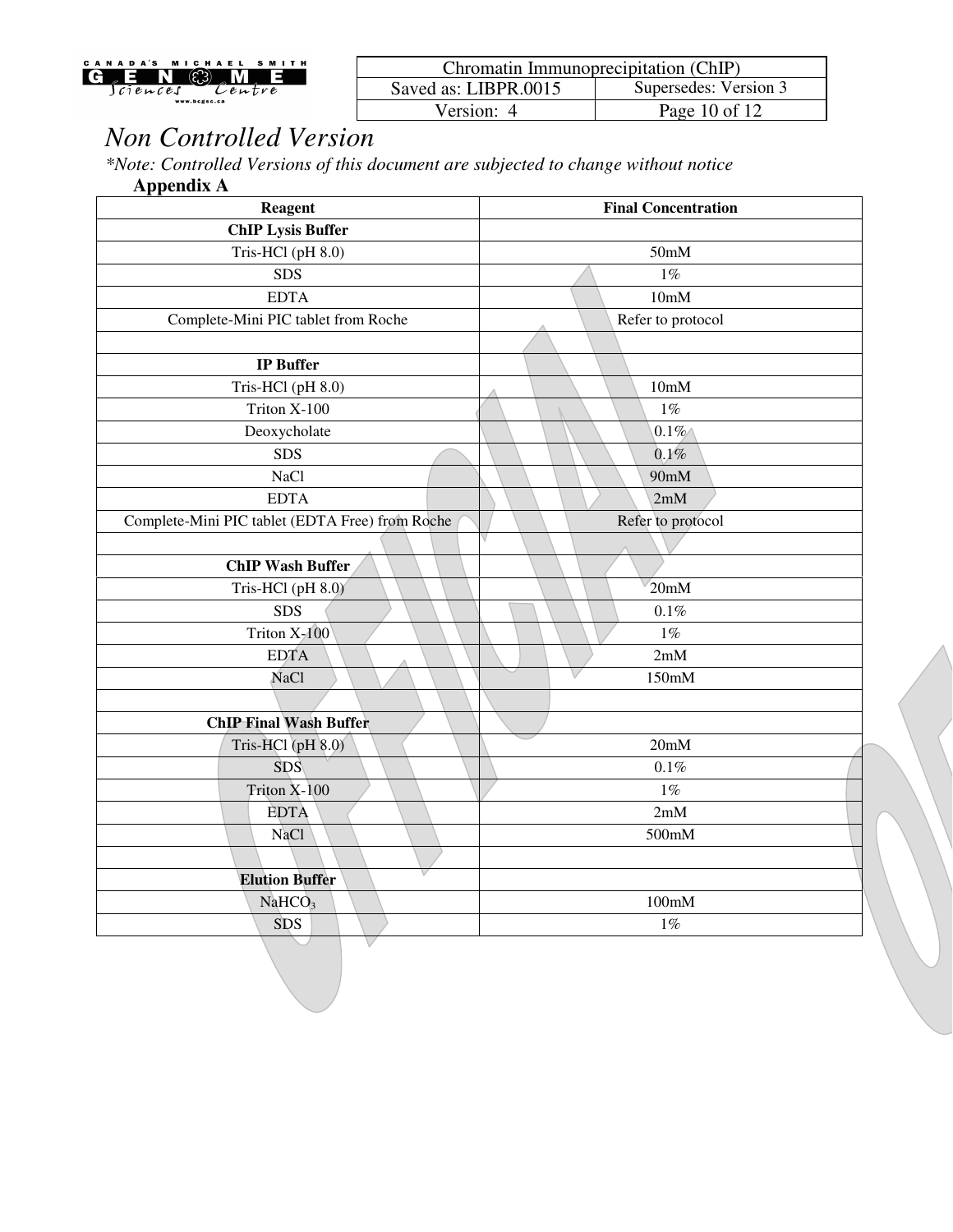# Non Controlled Version

*\*Note: Controlled Versions of this document are subjected to change without notice*

**Appendix A**

| Reagent | Final Concentration |
|---|---|
| **ChIP Lysis Buffer** | |
| Tris-HCl (pH 8.0) | 50mM |
| SDS | 1% |
| EDTA | 10mM |
| Complete-Mini PIC tablet from Roche | Refer to protocol |
| | |
| **IP Buffer** | |
| Tris-HCl (pH 8.0) | 10mM |
| Triton X-100 | 1% |
| Deoxycholate | 0.1% |
| SDS | 0.1% |
| NaCl | 90mM |
| EDTA | 2mM |
| Complete-Mini PIC tablet (EDTA Free) from Roche | Refer to protocol |
| | |
| **ChIP Wash Buffer** | |
| Tris-HCl (pH 8.0) | 20mM |
| SDS | 0.1% |
| Triton X-100 | 1% |
| EDTA | 2mM |
| NaCl | 150mM |
| | |
| **ChIP Final Wash Buffer** | |
| Tris-HCl (pH 8.0) | 20mM |
| SDS | 0.1% |
| Triton X-100 | 1% |
| EDTA | 2mM |
| NaCl | 500mM |
| | |
| **Elution Buffer** | |
| $NaHCO_3$ | 100mM |
| SDS | 1% |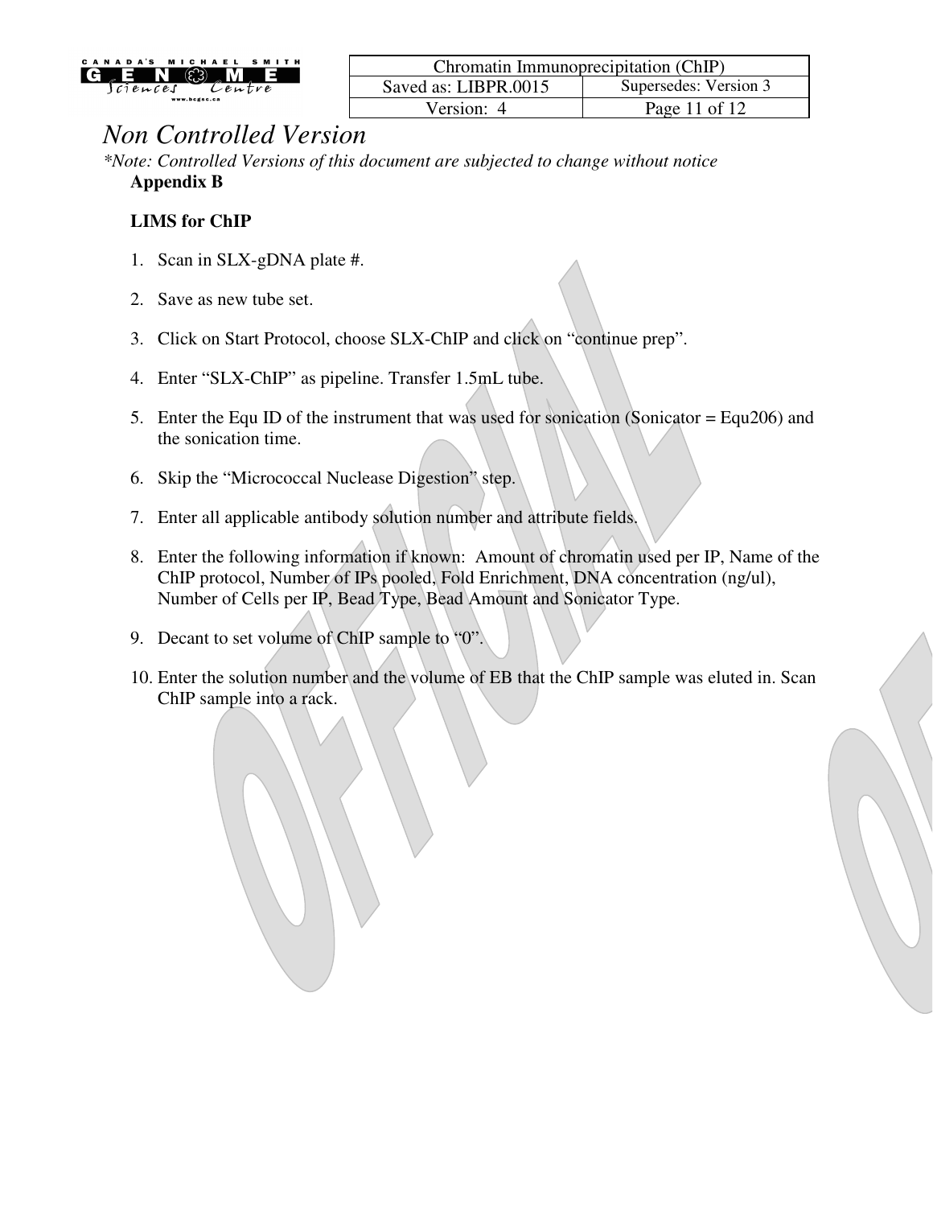*Non Controlled Version*

*\*Note: Controlled Versions of this document are subjected to change without notice*

**Appendix B**

**LIMS for ChIP**

1. Scan in SLX-gDNA plate #.
2. Save as new tube set.
3. Click on Start Protocol, choose SLX-ChIP and click on “continue prep”.
4. Enter “SLX-ChIP” as pipeline. Transfer 1.5mL tube.
5. Enter the Equ ID of the instrument that was used for sonication (Sonicator = Equ206) and the sonication time.
6. Skip the “Micrococcal Nuclease Digestion” step.
7. Enter all applicable antibody solution number and attribute fields.
8. Enter the following information if known: Amount of chromatin used per IP, Name of the ChIP protocol, Number of IPs pooled, Fold Enrichment, DNA concentration (ng/ul), Number of Cells per IP, Bead Type, Bead Amount and Sonicator Type.
9. Decant to set volume of ChIP sample to “0”.
10. Enter the solution number and the volume of EB that the ChIP sample was eluted in. Scan ChIP sample into a rack.